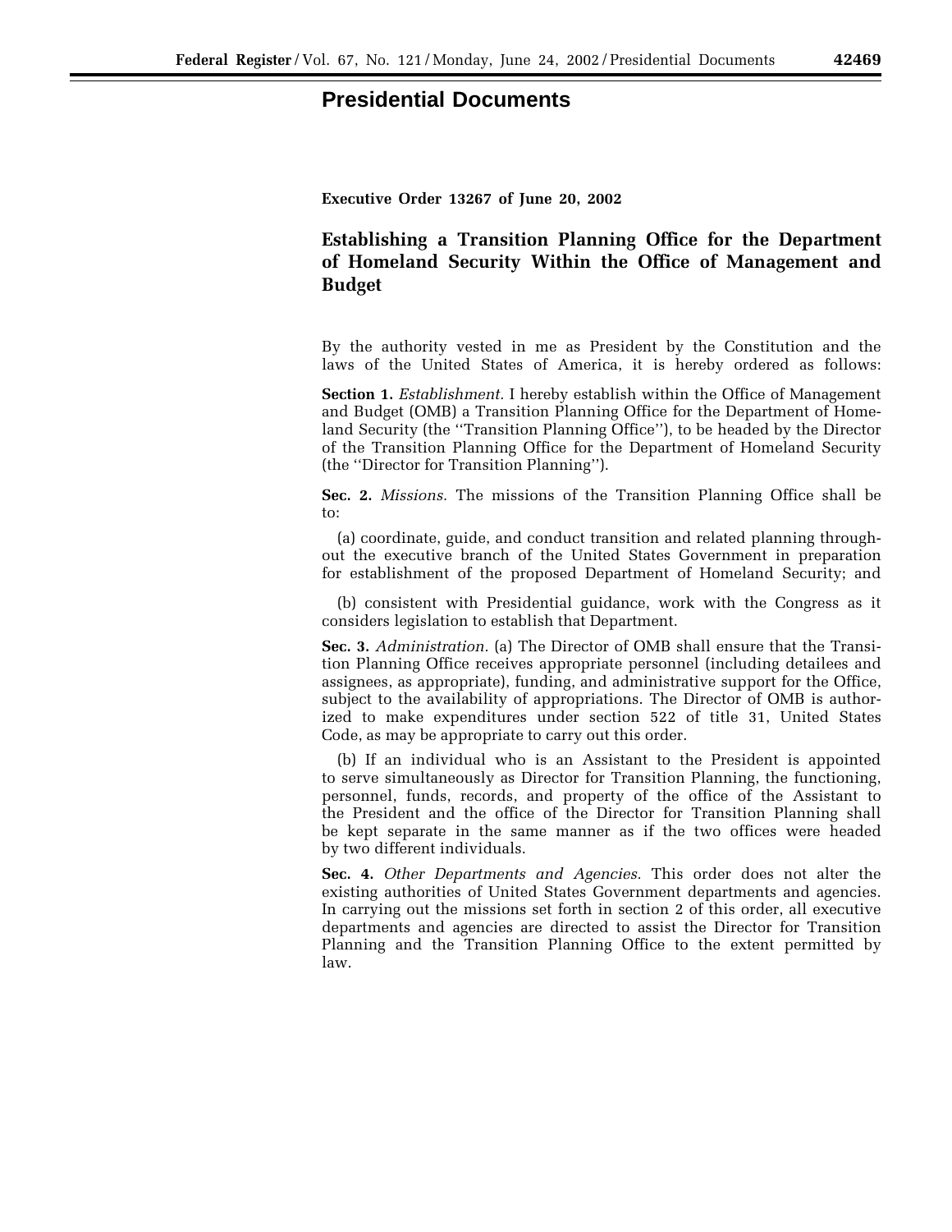# Presidential Documents

**Executive Order 13267 of June 20, 2002**

## Establishing a Transition Planning Office for the Department of Homeland Security Within the Office of Management and Budget

By the authority vested in me as President by the Constitution and the laws of the United States of America, it is hereby ordered as follows:

**Section 1.** *Establishment.* I hereby establish within the Office of Management and Budget (OMB) a Transition Planning Office for the Department of Homeland Security (the ''Transition Planning Office''), to be headed by the Director of the Transition Planning Office for the Department of Homeland Security (the ''Director for Transition Planning'').

**Sec. 2.** *Missions.* The missions of the Transition Planning Office shall be to:

(a) coordinate, guide, and conduct transition and related planning throughout the executive branch of the United States Government in preparation for establishment of the proposed Department of Homeland Security; and

(b) consistent with Presidential guidance, work with the Congress as it considers legislation to establish that Department.

**Sec. 3.** *Administration.* (a) The Director of OMB shall ensure that the Transition Planning Office receives appropriate personnel (including detailees and assignees, as appropriate), funding, and administrative support for the Office, subject to the availability of appropriations. The Director of OMB is authorized to make expenditures under section 522 of title 31, United States Code, as may be appropriate to carry out this order.

(b) If an individual who is an Assistant to the President is appointed to serve simultaneously as Director for Transition Planning, the functioning, personnel, funds, records, and property of the office of the Assistant to the President and the office of the Director for Transition Planning shall be kept separate in the same manner as if the two offices were headed by two different individuals.

**Sec. 4.** *Other Departments and Agencies.* This order does not alter the existing authorities of United States Government departments and agencies. In carrying out the missions set forth in section 2 of this order, all executive departments and agencies are directed to assist the Director for Transition Planning and the Transition Planning Office to the extent permitted by law.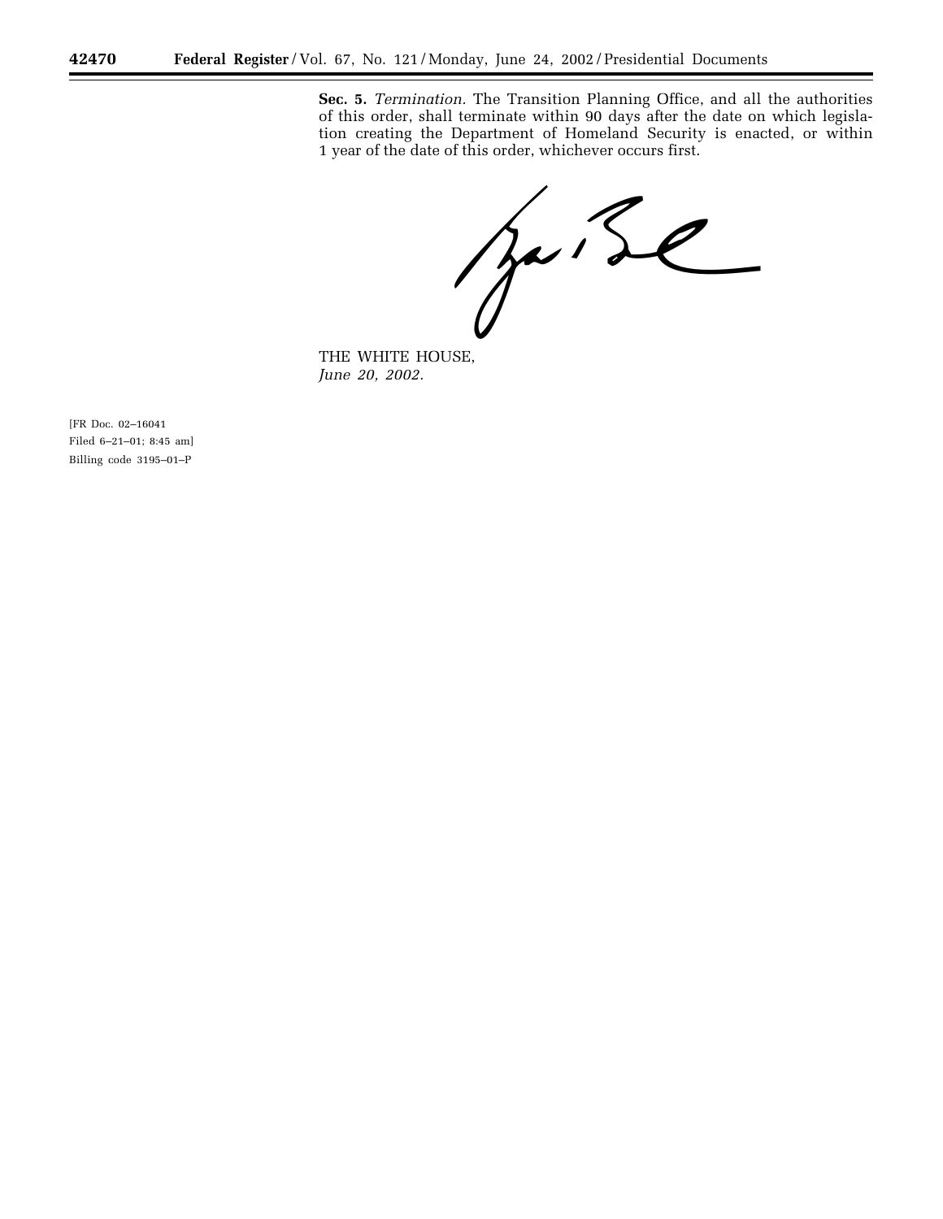**Sec. 5.** *Termination*. The Transition Planning Office, and all the authorities of this order, shall terminate within 90 days after the date on which legislation creating the Department of Homeland Security is enacted, or within 1 year of the date of this order, whichever occurs first.

THE WHITE HOUSE,
*June 20, 2002.*

[FR Doc. 02–16041
Filed 6–21–01; 8:45 am]
Billing code 3195–01–P